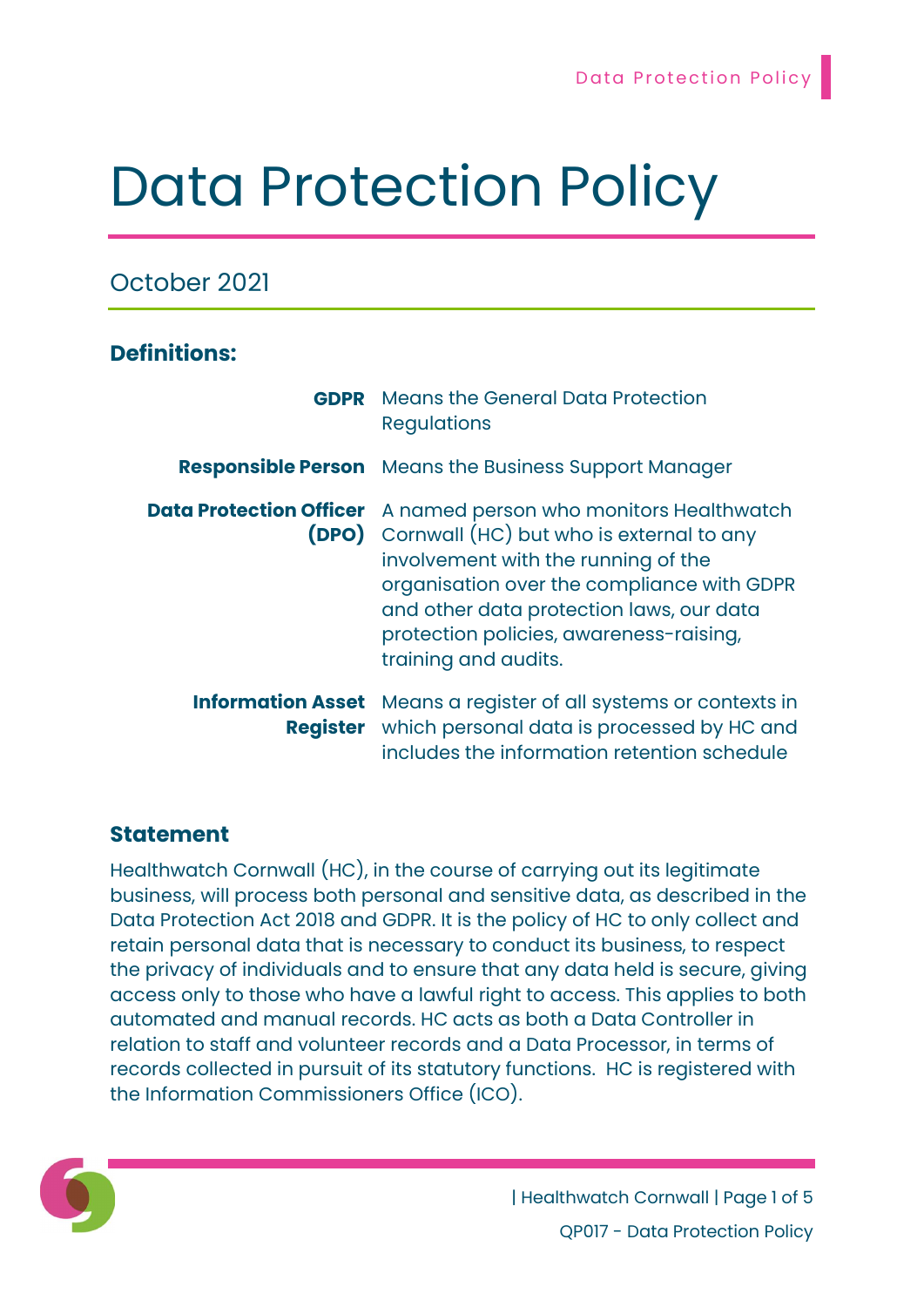# Data Protection Policy

October 2021

## Definitions:

| | |
|---|---|
| **GDPR** | Means the General Data Protection Regulations |
| **Responsible Person** | Means the Business Support Manager |
| **Data Protection Officer (DPO)** | A named person who monitors Healthwatch Cornwall (HC) but who is external to any involvement with the running of the organisation over the compliance with GDPR and other data protection laws, our data protection policies, awareness-raising, training and audits. |
| **Information Asset Register** | Means a register of all systems or contexts in which personal data is processed by HC and includes the information retention schedule |

## Statement

Healthwatch Cornwall (HC), in the course of carrying out its legitimate business, will process both personal and sensitive data, as described in the Data Protection Act 2018 and GDPR. It is the policy of HC to only collect and retain personal data that is necessary to conduct its business, to respect the privacy of individuals and to ensure that any data held is secure, giving access only to those who have a lawful right to access. This applies to both automated and manual records. HC acts as both a Data Controller in relation to staff and volunteer records and a Data Processor, in terms of records collected in pursuit of its statutory functions. HC is registered with the Information Commissioners Office (ICO).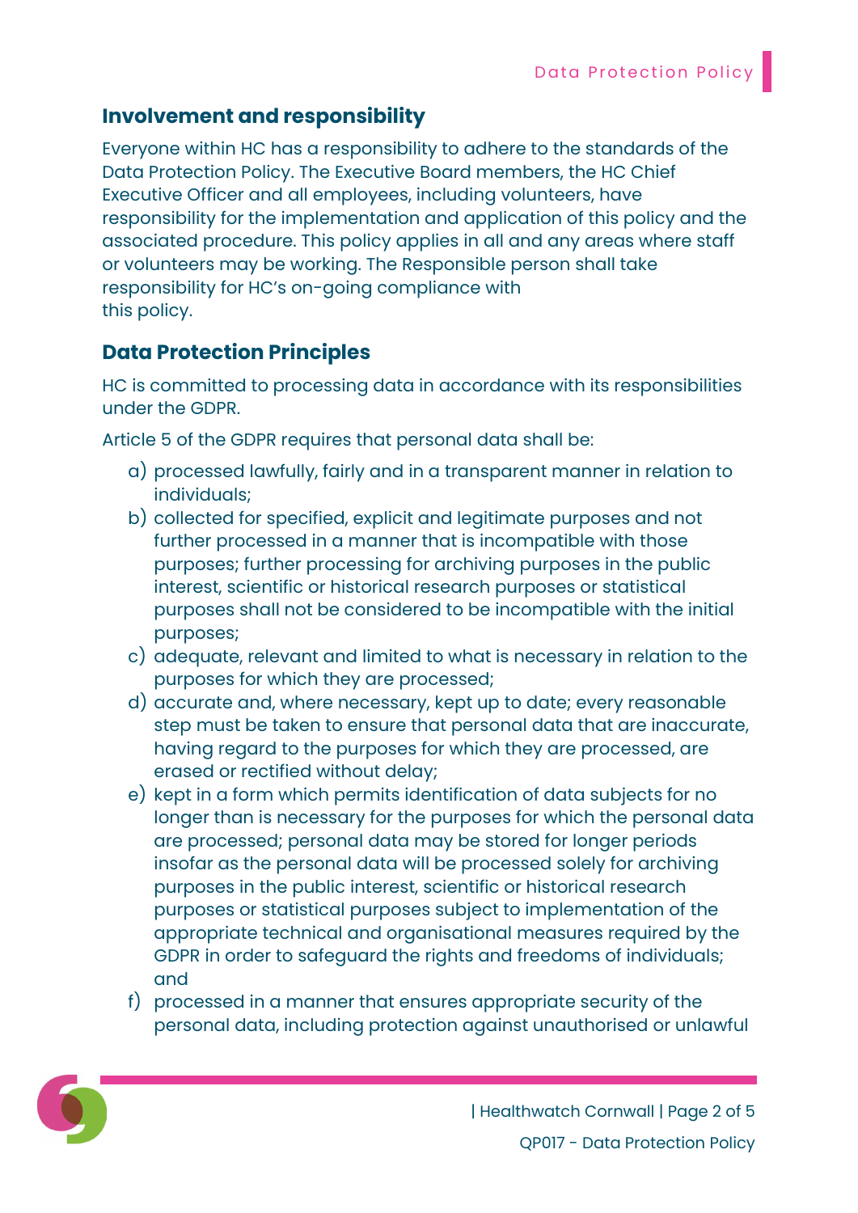## Involvement and responsibility

Everyone within HC has a responsibility to adhere to the standards of the Data Protection Policy. The Executive Board members, the HC Chief Executive Officer and all employees, including volunteers, have responsibility for the implementation and application of this policy and the associated procedure. This policy applies in all and any areas where staff or volunteers may be working. The Responsible person shall take responsibility for HC's on-going compliance with this policy.

## Data Protection Principles

HC is committed to processing data in accordance with its responsibilities under the GDPR.

Article 5 of the GDPR requires that personal data shall be:

a) processed lawfully, fairly and in a transparent manner in relation to individuals;
b) collected for specified, explicit and legitimate purposes and not further processed in a manner that is incompatible with those purposes; further processing for archiving purposes in the public interest, scientific or historical research purposes or statistical purposes shall not be considered to be incompatible with the initial purposes;
c) adequate, relevant and limited to what is necessary in relation to the purposes for which they are processed;
d) accurate and, where necessary, kept up to date; every reasonable step must be taken to ensure that personal data that are inaccurate, having regard to the purposes for which they are processed, are erased or rectified without delay;
e) kept in a form which permits identification of data subjects for no longer than is necessary for the purposes for which the personal data are processed; personal data may be stored for longer periods insofar as the personal data will be processed solely for archiving purposes in the public interest, scientific or historical research purposes or statistical purposes subject to implementation of the appropriate technical and organisational measures required by the GDPR in order to safeguard the rights and freedoms of individuals; and
f) processed in a manner that ensures appropriate security of the personal data, including protection against unauthorised or unlawful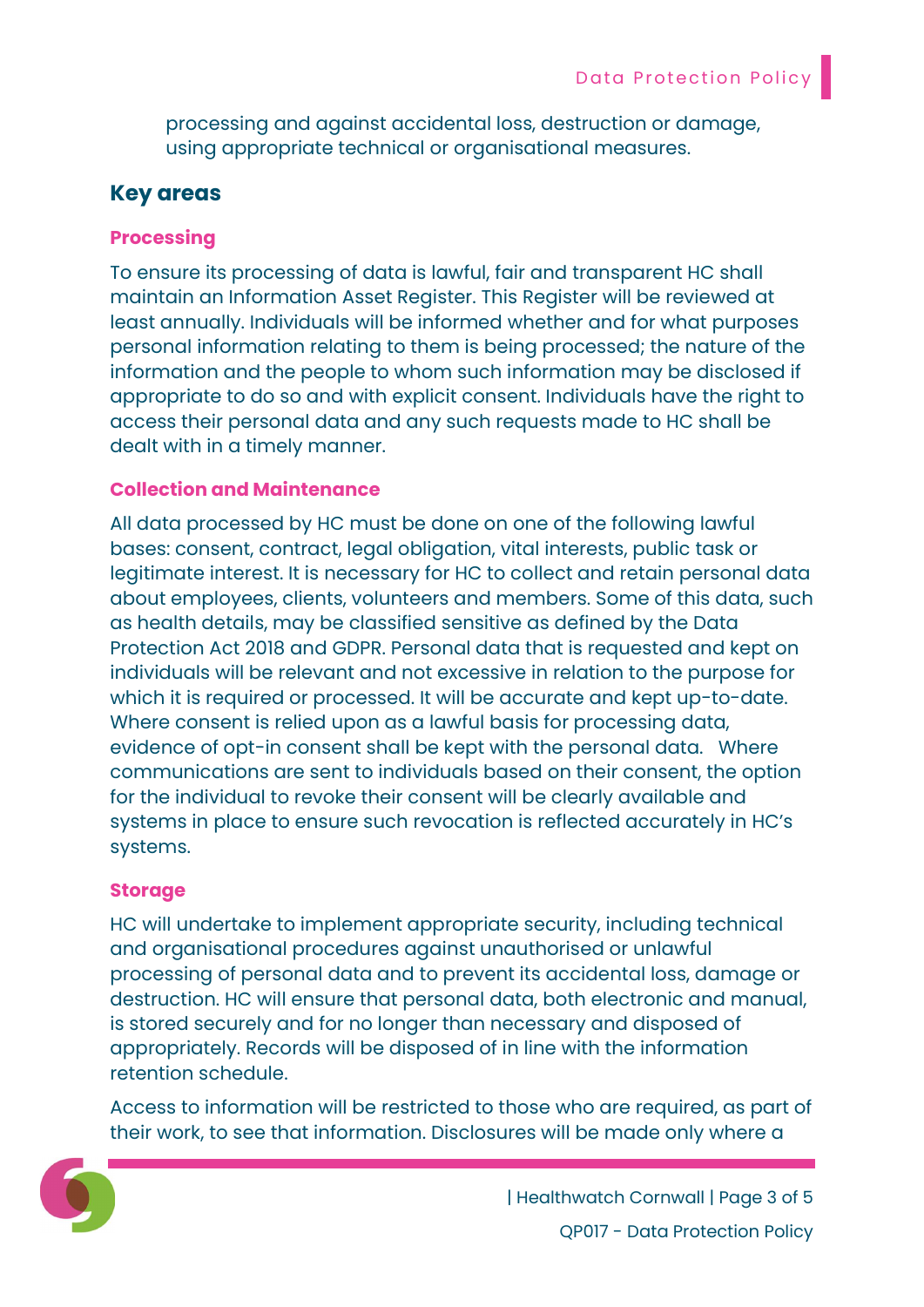processing and against accidental loss, destruction or damage, using appropriate technical or organisational measures.

## Key areas

### Processing

To ensure its processing of data is lawful, fair and transparent HC shall maintain an Information Asset Register. This Register will be reviewed at least annually. Individuals will be informed whether and for what purposes personal information relating to them is being processed; the nature of the information and the people to whom such information may be disclosed if appropriate to do so and with explicit consent. Individuals have the right to access their personal data and any such requests made to HC shall be dealt with in a timely manner.

### Collection and Maintenance

All data processed by HC must be done on one of the following lawful bases: consent, contract, legal obligation, vital interests, public task or legitimate interest. It is necessary for HC to collect and retain personal data about employees, clients, volunteers and members. Some of this data, such as health details, may be classified sensitive as defined by the Data Protection Act 2018 and GDPR. Personal data that is requested and kept on individuals will be relevant and not excessive in relation to the purpose for which it is required or processed. It will be accurate and kept up-to-date. Where consent is relied upon as a lawful basis for processing data, evidence of opt-in consent shall be kept with the personal data. Where communications are sent to individuals based on their consent, the option for the individual to revoke their consent will be clearly available and systems in place to ensure such revocation is reflected accurately in HC's systems.

### Storage

HC will undertake to implement appropriate security, including technical and organisational procedures against unauthorised or unlawful processing of personal data and to prevent its accidental loss, damage or destruction. HC will ensure that personal data, both electronic and manual, is stored securely and for no longer than necessary and disposed of appropriately. Records will be disposed of in line with the information retention schedule.

Access to information will be restricted to those who are required, as part of their work, to see that information. Disclosures will be made only where a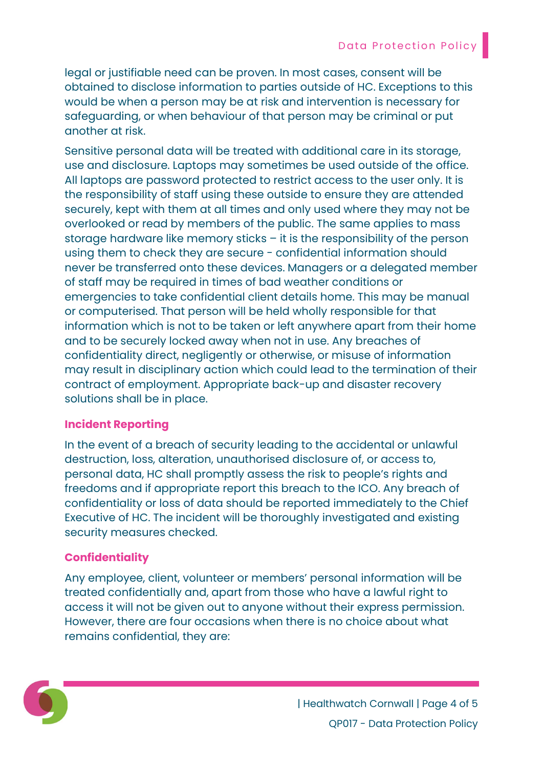legal or justifiable need can be proven. In most cases, consent will be obtained to disclose information to parties outside of HC. Exceptions to this would be when a person may be at risk and intervention is necessary for safeguarding, or when behaviour of that person may be criminal or put another at risk.

Sensitive personal data will be treated with additional care in its storage, use and disclosure. Laptops may sometimes be used outside of the office. All laptops are password protected to restrict access to the user only. It is the responsibility of staff using these outside to ensure they are attended securely, kept with them at all times and only used where they may not be overlooked or read by members of the public. The same applies to mass storage hardware like memory sticks – it is the responsibility of the person using them to check they are secure - confidential information should never be transferred onto these devices. Managers or a delegated member of staff may be required in times of bad weather conditions or emergencies to take confidential client details home. This may be manual or computerised. That person will be held wholly responsible for that information which is not to be taken or left anywhere apart from their home and to be securely locked away when not in use. Any breaches of confidentiality direct, negligently or otherwise, or misuse of information may result in disciplinary action which could lead to the termination of their contract of employment. Appropriate back-up and disaster recovery solutions shall be in place.

## Incident Reporting

In the event of a breach of security leading to the accidental or unlawful destruction, loss, alteration, unauthorised disclosure of, or access to, personal data, HC shall promptly assess the risk to people's rights and freedoms and if appropriate report this breach to the ICO. Any breach of confidentiality or loss of data should be reported immediately to the Chief Executive of HC. The incident will be thoroughly investigated and existing security measures checked.

## Confidentiality

Any employee, client, volunteer or members' personal information will be treated confidentially and, apart from those who have a lawful right to access it will not be given out to anyone without their express permission. However, there are four occasions when there is no choice about what remains confidential, they are: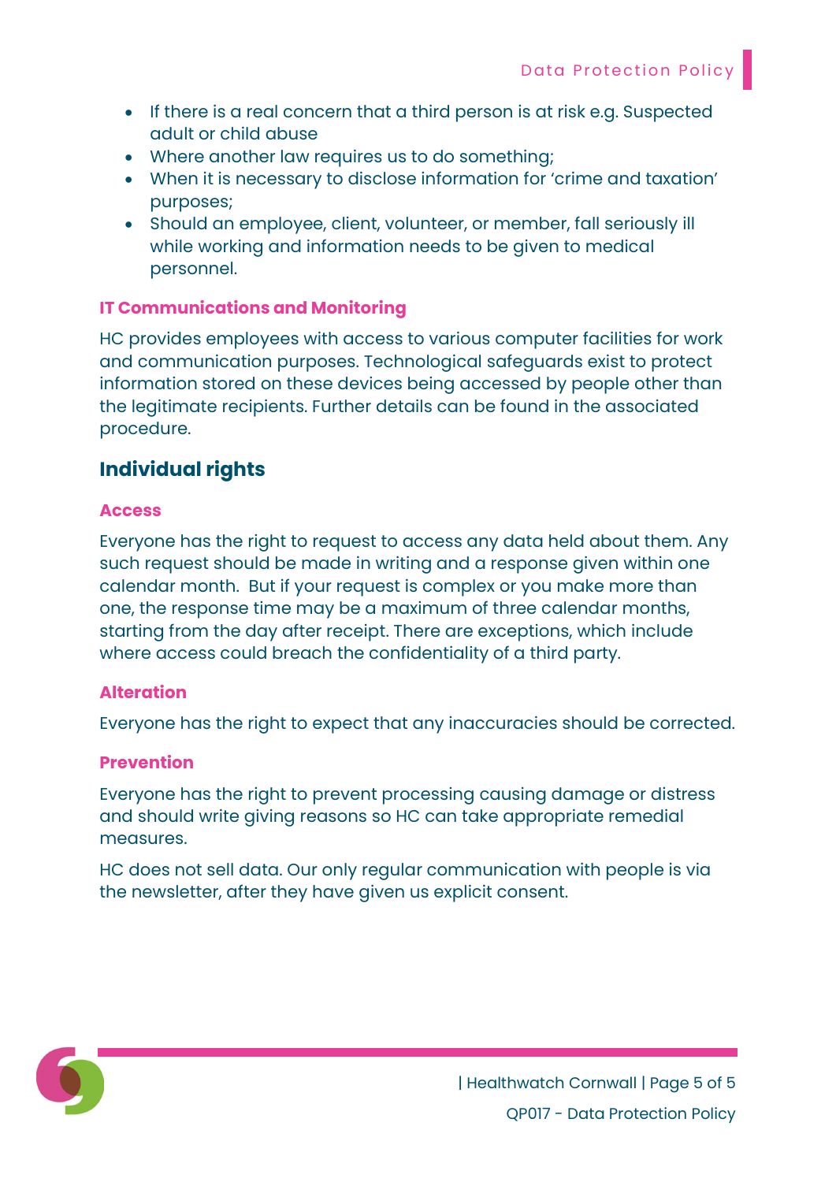- If there is a real concern that a third person is at risk e.g. Suspected adult or child abuse
- Where another law requires us to do something;
- When it is necessary to disclose information for 'crime and taxation' purposes;
- Should an employee, client, volunteer, or member, fall seriously ill while working and information needs to be given to medical personnel.

### IT Communications and Monitoring

HC provides employees with access to various computer facilities for work and communication purposes. Technological safeguards exist to protect information stored on these devices being accessed by people other than the legitimate recipients. Further details can be found in the associated procedure.

## Individual rights

### Access

Everyone has the right to request to access any data held about them. Any such request should be made in writing and a response given within one calendar month. But if your request is complex or you make more than one, the response time may be a maximum of three calendar months, starting from the day after receipt. There are exceptions, which include where access could breach the confidentiality of a third party.

### Alteration

Everyone has the right to expect that any inaccuracies should be corrected.

### Prevention

Everyone has the right to prevent processing causing damage or distress and should write giving reasons so HC can take appropriate remedial measures.

HC does not sell data. Our only regular communication with people is via the newsletter, after they have given us explicit consent.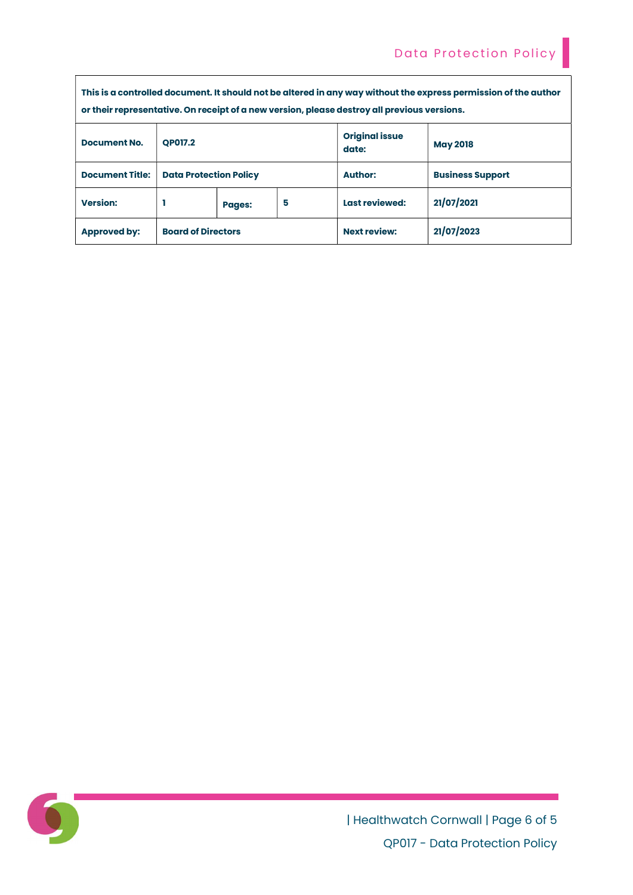| This is a controlled document. It should not be altered in any way without the express permission of the author or their representative. On receipt of a new version, please destroy all previous versions. | | | | | |
|---|---|---|---|---|---|
| **Document No.** | **QP017.2** | | | **Original issue date:** | **May 2018** |
| **Document Title:** | **Data Protection Policy** | | | **Author:** | **Business Support** |
| **Version:** | **1** | **Pages:** | **5** | **Last reviewed:** | **21/07/2021** |
| **Approved by:** | **Board of Directors** | | | **Next review:** | **21/07/2023** |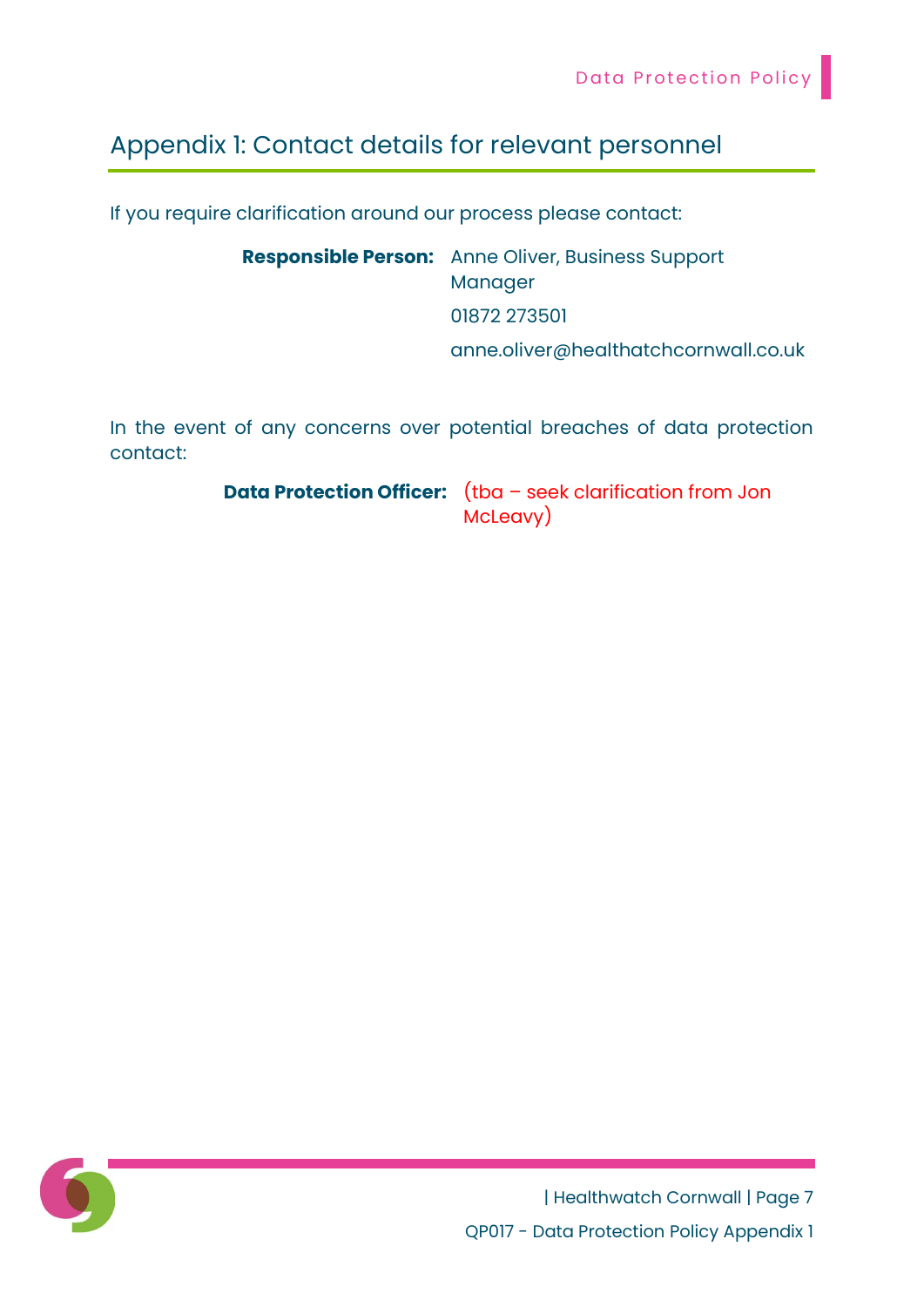## Appendix 1: Contact details for relevant personnel

If you require clarification around our process please contact:

**Responsible Person:** Anne Oliver, Business Support Manager

01872 273501

anne.oliver@healthatchcornwall.co.uk

In the event of any concerns over potential breaches of data protection contact:

**Data Protection Officer:** (tba – seek clarification from Jon McLeavy)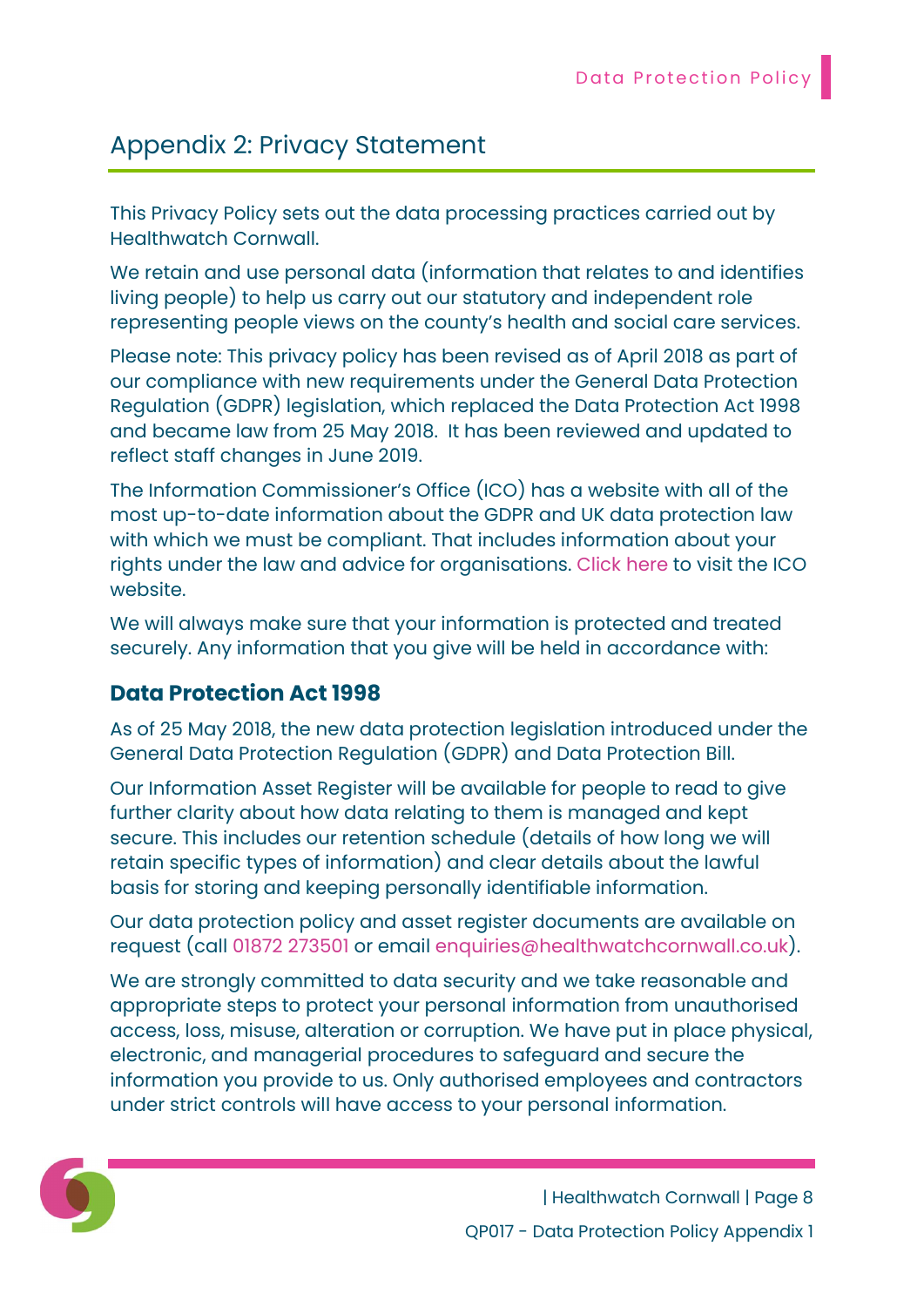## Appendix 2: Privacy Statement

This Privacy Policy sets out the data processing practices carried out by Healthwatch Cornwall.

We retain and use personal data (information that relates to and identifies living people) to help us carry out our statutory and independent role representing people views on the county's health and social care services.

Please note: This privacy policy has been revised as of April 2018 as part of our compliance with new requirements under the General Data Protection Regulation (GDPR) legislation, which replaced the Data Protection Act 1998 and became law from 25 May 2018. It has been reviewed and updated to reflect staff changes in June 2019.

The Information Commissioner's Office (ICO) has a website with all of the most up-to-date information about the GDPR and UK data protection law with which we must be compliant. That includes information about your rights under the law and advice for organisations. Click here to visit the ICO website.

We will always make sure that your information is protected and treated securely. Any information that you give will be held in accordance with:

### Data Protection Act 1998

As of 25 May 2018, the new data protection legislation introduced under the General Data Protection Regulation (GDPR) and Data Protection Bill.

Our Information Asset Register will be available for people to read to give further clarity about how data relating to them is managed and kept secure. This includes our retention schedule (details of how long we will retain specific types of information) and clear details about the lawful basis for storing and keeping personally identifiable information.

Our data protection policy and asset register documents are available on request (call 01872 273501 or email enquiries@healthwatchcornwall.co.uk).

We are strongly committed to data security and we take reasonable and appropriate steps to protect your personal information from unauthorised access, loss, misuse, alteration or corruption. We have put in place physical, electronic, and managerial procedures to safeguard and secure the information you provide to us. Only authorised employees and contractors under strict controls will have access to your personal information.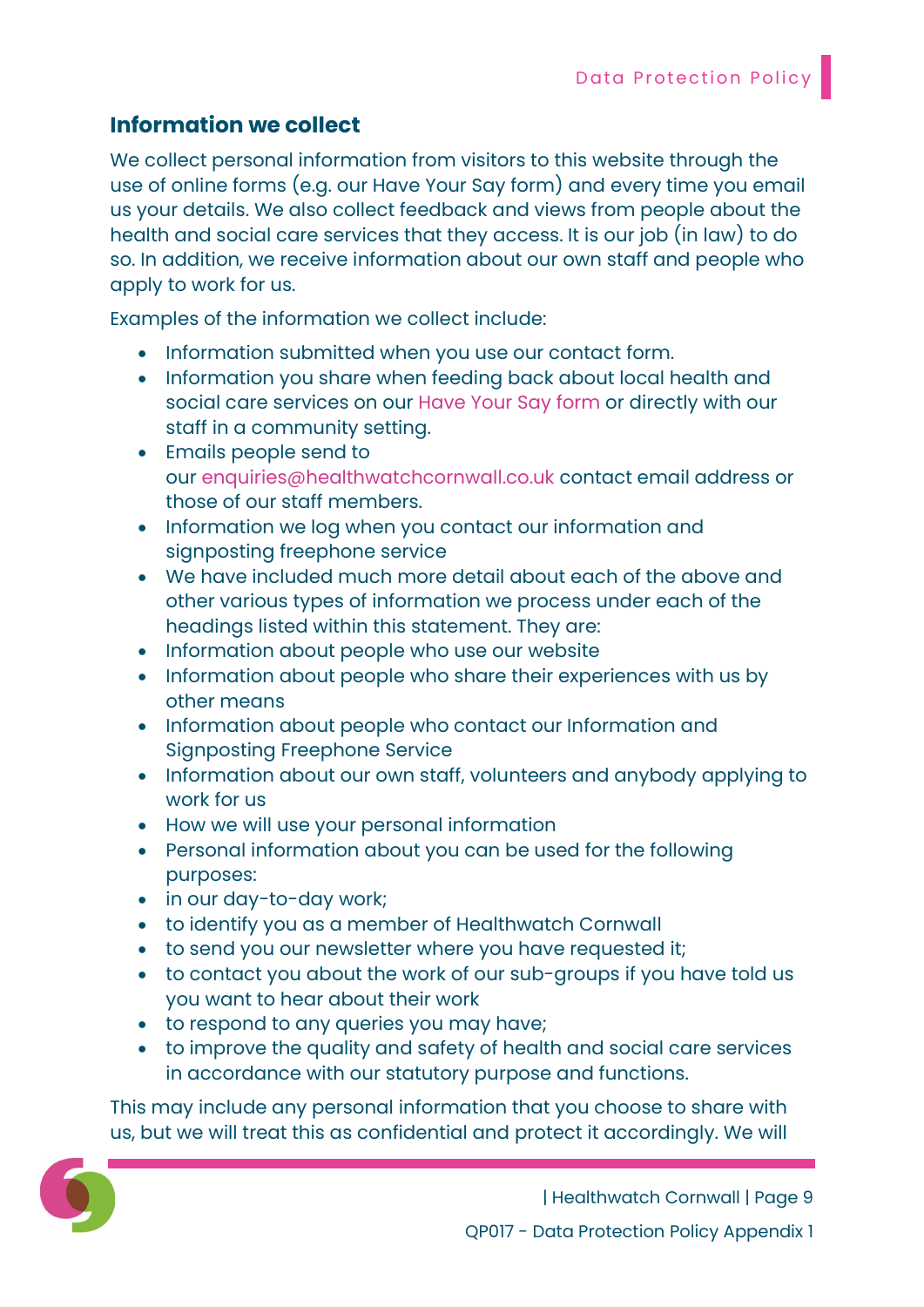## Information we collect

We collect personal information from visitors to this website through the use of online forms (e.g. our Have Your Say form) and every time you email us your details. We also collect feedback and views from people about the health and social care services that they access. It is our job (in law) to do so. In addition, we receive information about our own staff and people who apply to work for us.

Examples of the information we collect include:

- Information submitted when you use our contact form.
- Information you share when feeding back about local health and social care services on our Have Your Say form or directly with our staff in a community setting.
- Emails people send to our enquiries@healthwatchcornwall.co.uk contact email address or those of our staff members.
- Information we log when you contact our information and signposting freephone service
- We have included much more detail about each of the above and other various types of information we process under each of the headings listed within this statement. They are:
- Information about people who use our website
- Information about people who share their experiences with us by other means
- Information about people who contact our Information and Signposting Freephone Service
- Information about our own staff, volunteers and anybody applying to work for us
- How we will use your personal information
- Personal information about you can be used for the following purposes:
- in our day-to-day work;
- to identify you as a member of Healthwatch Cornwall
- to send you our newsletter where you have requested it;
- to contact you about the work of our sub-groups if you have told us you want to hear about their work
- to respond to any queries you may have;
- to improve the quality and safety of health and social care services in accordance with our statutory purpose and functions.

This may include any personal information that you choose to share with us, but we will treat this as confidential and protect it accordingly. We will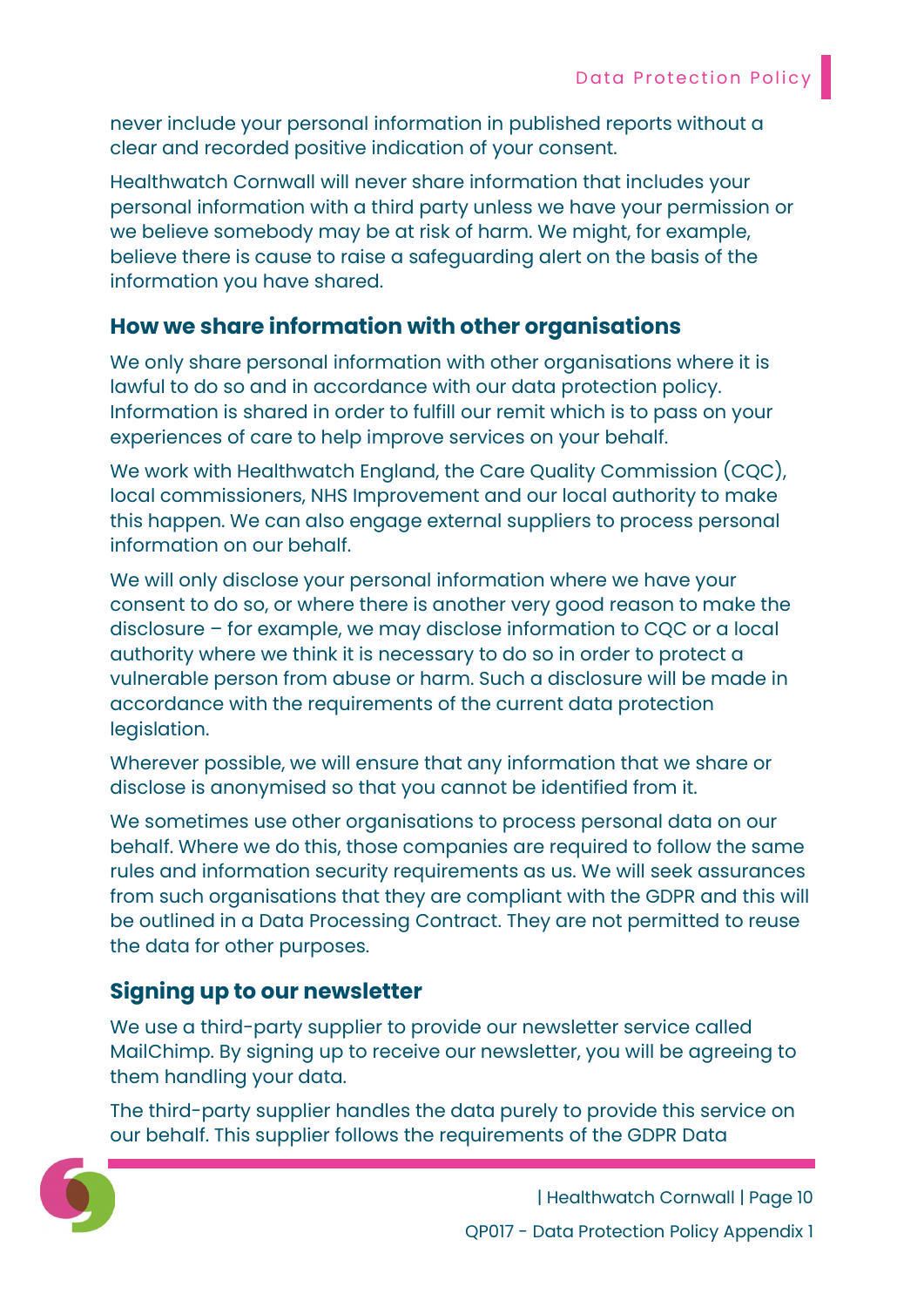never include your personal information in published reports without a clear and recorded positive indication of your consent.

Healthwatch Cornwall will never share information that includes your personal information with a third party unless we have your permission or we believe somebody may be at risk of harm. We might, for example, believe there is cause to raise a safeguarding alert on the basis of the information you have shared.

## How we share information with other organisations

We only share personal information with other organisations where it is lawful to do so and in accordance with our data protection policy. Information is shared in order to fulfill our remit which is to pass on your experiences of care to help improve services on your behalf.

We work with Healthwatch England, the Care Quality Commission (CQC), local commissioners, NHS Improvement and our local authority to make this happen. We can also engage external suppliers to process personal information on our behalf.

We will only disclose your personal information where we have your consent to do so, or where there is another very good reason to make the disclosure – for example, we may disclose information to CQC or a local authority where we think it is necessary to do so in order to protect a vulnerable person from abuse or harm. Such a disclosure will be made in accordance with the requirements of the current data protection legislation.

Wherever possible, we will ensure that any information that we share or disclose is anonymised so that you cannot be identified from it.

We sometimes use other organisations to process personal data on our behalf. Where we do this, those companies are required to follow the same rules and information security requirements as us. We will seek assurances from such organisations that they are compliant with the GDPR and this will be outlined in a Data Processing Contract. They are not permitted to reuse the data for other purposes.

## Signing up to our newsletter

We use a third-party supplier to provide our newsletter service called MailChimp. By signing up to receive our newsletter, you will be agreeing to them handling your data.

The third-party supplier handles the data purely to provide this service on our behalf. This supplier follows the requirements of the GDPR Data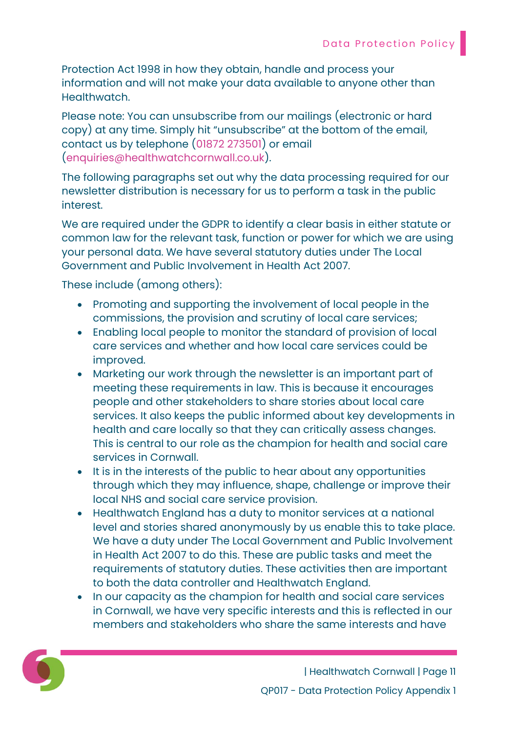Protection Act 1998 in how they obtain, handle and process your information and will not make your data available to anyone other than Healthwatch.

Please note: You can unsubscribe from our mailings (electronic or hard copy) at any time. Simply hit "unsubscribe" at the bottom of the email, contact us by telephone (01872 273501) or email (enquiries@healthwatchcornwall.co.uk).

The following paragraphs set out why the data processing required for our newsletter distribution is necessary for us to perform a task in the public interest.

We are required under the GDPR to identify a clear basis in either statute or common law for the relevant task, function or power for which we are using your personal data. We have several statutory duties under The Local Government and Public Involvement in Health Act 2007.

These include (among others):

- Promoting and supporting the involvement of local people in the commissions, the provision and scrutiny of local care services;
- Enabling local people to monitor the standard of provision of local care services and whether and how local care services could be improved.
- Marketing our work through the newsletter is an important part of meeting these requirements in law. This is because it encourages people and other stakeholders to share stories about local care services. It also keeps the public informed about key developments in health and care locally so that they can critically assess changes. This is central to our role as the champion for health and social care services in Cornwall.
- It is in the interests of the public to hear about any opportunities through which they may influence, shape, challenge or improve their local NHS and social care service provision.
- Healthwatch England has a duty to monitor services at a national level and stories shared anonymously by us enable this to take place. We have a duty under The Local Government and Public Involvement in Health Act 2007 to do this. These are public tasks and meet the requirements of statutory duties. These activities then are important to both the data controller and Healthwatch England.
- In our capacity as the champion for health and social care services in Cornwall, we have very specific interests and this is reflected in our members and stakeholders who share the same interests and have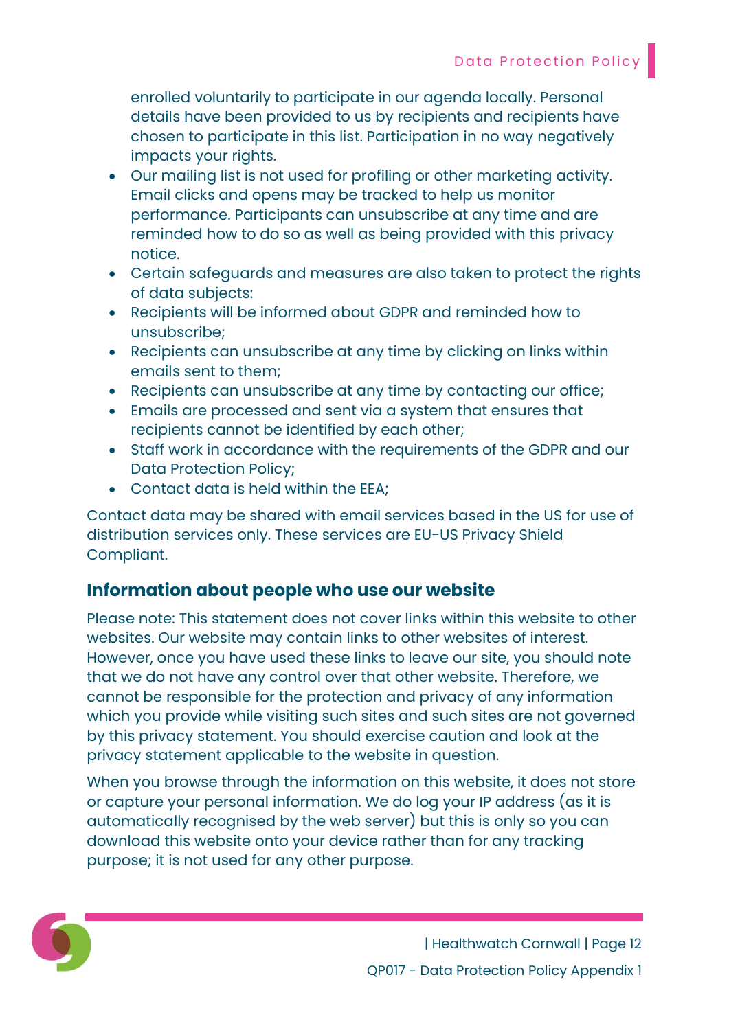enrolled voluntarily to participate in our agenda locally. Personal details have been provided to us by recipients and recipients have chosen to participate in this list. Participation in no way negatively impacts your rights.

- Our mailing list is not used for profiling or other marketing activity. Email clicks and opens may be tracked to help us monitor performance. Participants can unsubscribe at any time and are reminded how to do so as well as being provided with this privacy notice.
- Certain safeguards and measures are also taken to protect the rights of data subjects:
- Recipients will be informed about GDPR and reminded how to unsubscribe;
- Recipients can unsubscribe at any time by clicking on links within emails sent to them;
- Recipients can unsubscribe at any time by contacting our office;
- Emails are processed and sent via a system that ensures that recipients cannot be identified by each other;
- Staff work in accordance with the requirements of the GDPR and our Data Protection Policy;
- Contact data is held within the EEA;

Contact data may be shared with email services based in the US for use of distribution services only. These services are EU-US Privacy Shield Compliant.

## Information about people who use our website

Please note: This statement does not cover links within this website to other websites. Our website may contain links to other websites of interest. However, once you have used these links to leave our site, you should note that we do not have any control over that other website. Therefore, we cannot be responsible for the protection and privacy of any information which you provide while visiting such sites and such sites are not governed by this privacy statement. You should exercise caution and look at the privacy statement applicable to the website in question.

When you browse through the information on this website, it does not store or capture your personal information. We do log your IP address (as it is automatically recognised by the web server) but this is only so you can download this website onto your device rather than for any tracking purpose; it is not used for any other purpose.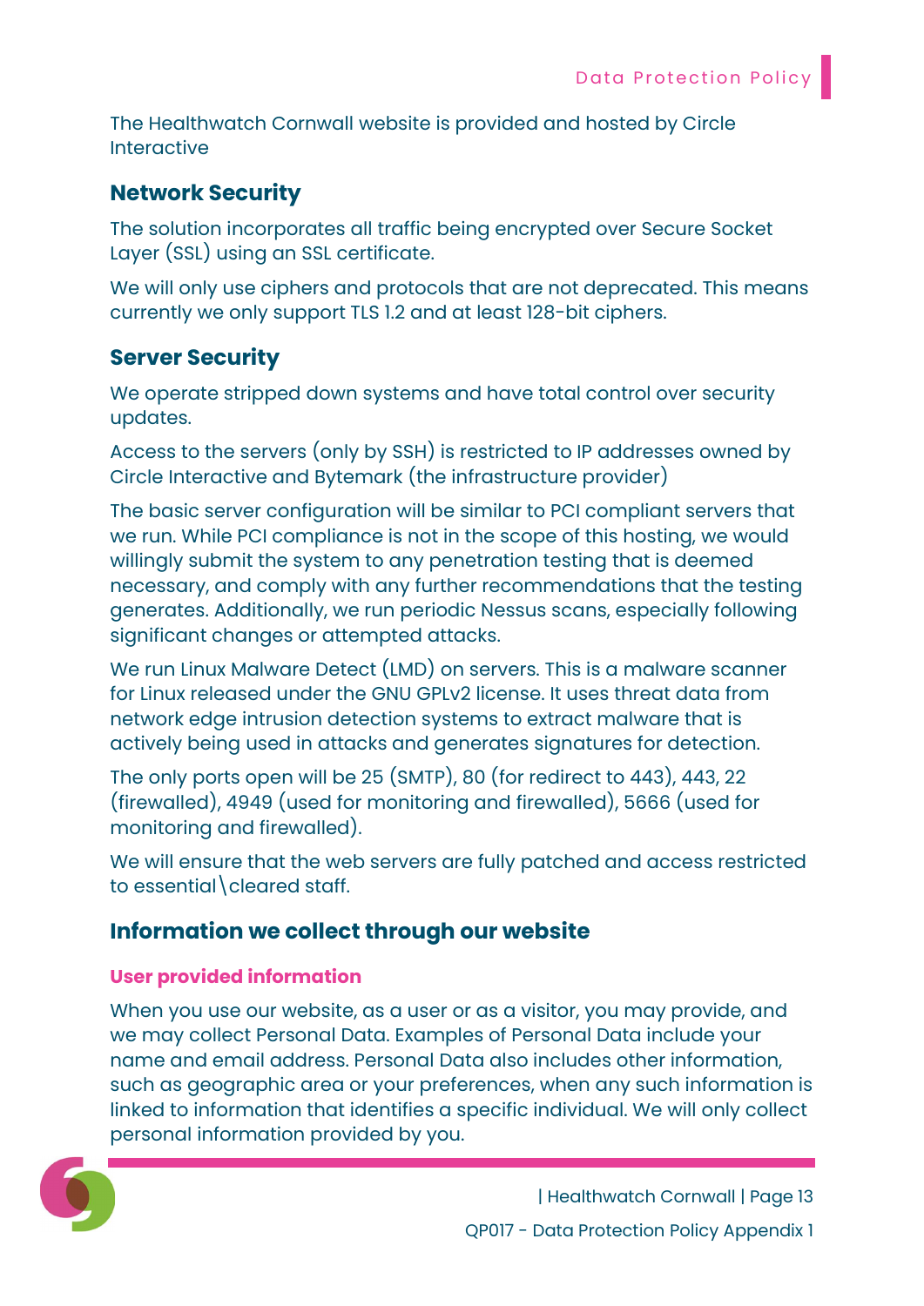The Healthwatch Cornwall website is provided and hosted by Circle Interactive

## Network Security

The solution incorporates all traffic being encrypted over Secure Socket Layer (SSL) using an SSL certificate.

We will only use ciphers and protocols that are not deprecated. This means currently we only support TLS 1.2 and at least 128-bit ciphers.

## Server Security

We operate stripped down systems and have total control over security updates.

Access to the servers (only by SSH) is restricted to IP addresses owned by Circle Interactive and Bytemark (the infrastructure provider)

The basic server configuration will be similar to PCI compliant servers that we run. While PCI compliance is not in the scope of this hosting, we would willingly submit the system to any penetration testing that is deemed necessary, and comply with any further recommendations that the testing generates. Additionally, we run periodic Nessus scans, especially following significant changes or attempted attacks.

We run Linux Malware Detect (LMD) on servers. This is a malware scanner for Linux released under the GNU GPLv2 license. It uses threat data from network edge intrusion detection systems to extract malware that is actively being used in attacks and generates signatures for detection.

The only ports open will be 25 (SMTP), 80 (for redirect to 443), 443, 22 (firewalled), 4949 (used for monitoring and firewalled), 5666 (used for monitoring and firewalled).

We will ensure that the web servers are fully patched and access restricted to essential\cleared staff.

## Information we collect through our website

### User provided information

When you use our website, as a user or as a visitor, you may provide, and we may collect Personal Data. Examples of Personal Data include your name and email address. Personal Data also includes other information, such as geographic area or your preferences, when any such information is linked to information that identifies a specific individual. We will only collect personal information provided by you.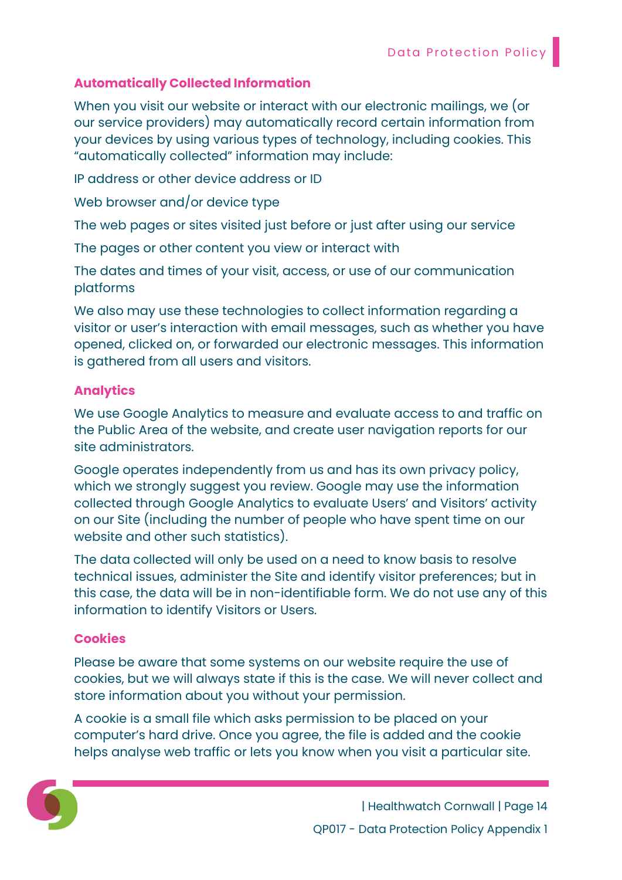### Automatically Collected Information

When you visit our website or interact with our electronic mailings, we (or our service providers) may automatically record certain information from your devices by using various types of technology, including cookies. This "automatically collected" information may include:

IP address or other device address or ID

Web browser and/or device type

The web pages or sites visited just before or just after using our service

The pages or other content you view or interact with

The dates and times of your visit, access, or use of our communication platforms

We also may use these technologies to collect information regarding a visitor or user's interaction with email messages, such as whether you have opened, clicked on, or forwarded our electronic messages. This information is gathered from all users and visitors.

### Analytics

We use Google Analytics to measure and evaluate access to and traffic on the Public Area of the website, and create user navigation reports for our site administrators.

Google operates independently from us and has its own privacy policy, which we strongly suggest you review. Google may use the information collected through Google Analytics to evaluate Users' and Visitors' activity on our Site (including the number of people who have spent time on our website and other such statistics).

The data collected will only be used on a need to know basis to resolve technical issues, administer the Site and identify visitor preferences; but in this case, the data will be in non-identifiable form. We do not use any of this information to identify Visitors or Users.

### Cookies

Please be aware that some systems on our website require the use of cookies, but we will always state if this is the case. We will never collect and store information about you without your permission.

A cookie is a small file which asks permission to be placed on your computer's hard drive. Once you agree, the file is added and the cookie helps analyse web traffic or lets you know when you visit a particular site.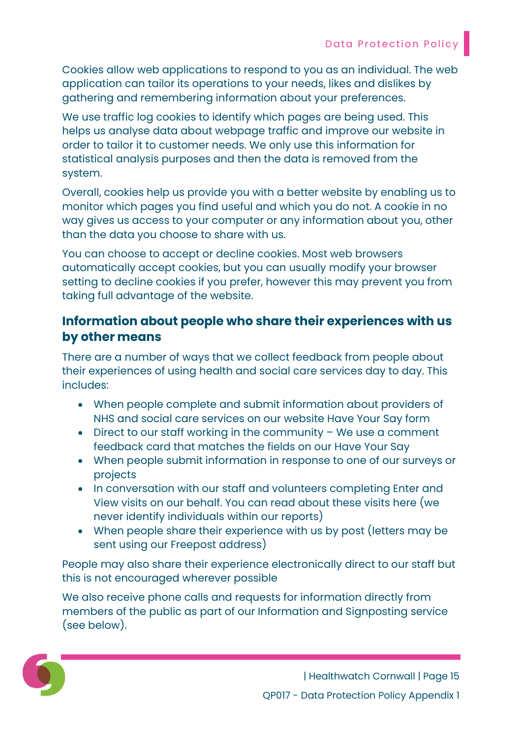Cookies allow web applications to respond to you as an individual. The web application can tailor its operations to your needs, likes and dislikes by gathering and remembering information about your preferences.

We use traffic log cookies to identify which pages are being used. This helps us analyse data about webpage traffic and improve our website in order to tailor it to customer needs. We only use this information for statistical analysis purposes and then the data is removed from the system.

Overall, cookies help us provide you with a better website by enabling us to monitor which pages you find useful and which you do not. A cookie in no way gives us access to your computer or any information about you, other than the data you choose to share with us.

You can choose to accept or decline cookies. Most web browsers automatically accept cookies, but you can usually modify your browser setting to decline cookies if you prefer, however this may prevent you from taking full advantage of the website.

## Information about people who share their experiences with us by other means

There are a number of ways that we collect feedback from people about their experiences of using health and social care services day to day. This includes:

- When people complete and submit information about providers of NHS and social care services on our website Have Your Say form
- Direct to our staff working in the community – We use a comment feedback card that matches the fields on our Have Your Say
- When people submit information in response to one of our surveys or projects
- In conversation with our staff and volunteers completing Enter and View visits on our behalf. You can read about these visits here (we never identify individuals within our reports)
- When people share their experience with us by post (letters may be sent using our Freepost address)

People may also share their experience electronically direct to our staff but this is not encouraged wherever possible

We also receive phone calls and requests for information directly from members of the public as part of our Information and Signposting service (see below).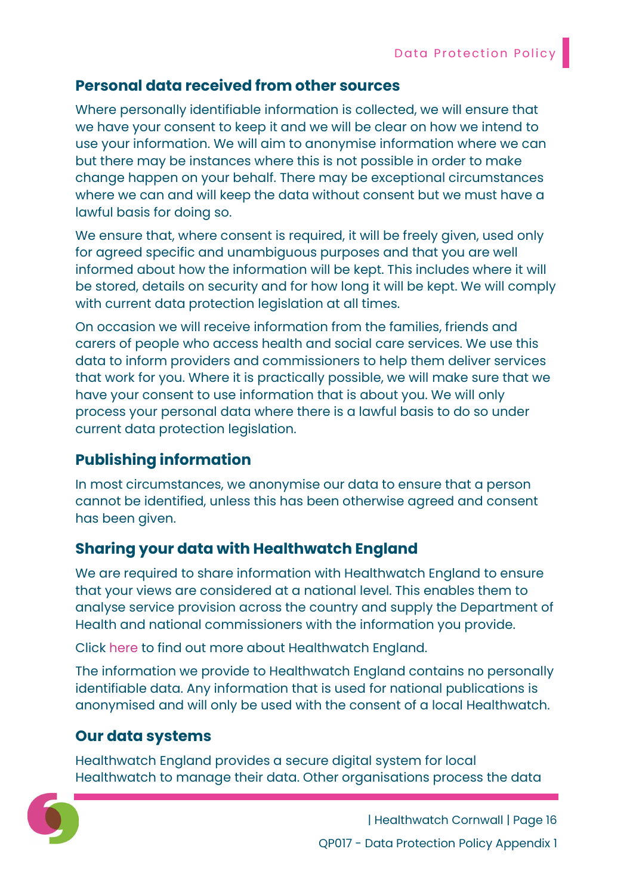## Personal data received from other sources

Where personally identifiable information is collected, we will ensure that we have your consent to keep it and we will be clear on how we intend to use your information. We will aim to anonymise information where we can but there may be instances where this is not possible in order to make change happen on your behalf. There may be exceptional circumstances where we can and will keep the data without consent but we must have a lawful basis for doing so.

We ensure that, where consent is required, it will be freely given, used only for agreed specific and unambiguous purposes and that you are well informed about how the information will be kept. This includes where it will be stored, details on security and for how long it will be kept. We will comply with current data protection legislation at all times.

On occasion we will receive information from the families, friends and carers of people who access health and social care services. We use this data to inform providers and commissioners to help them deliver services that work for you. Where it is practically possible, we will make sure that we have your consent to use information that is about you. We will only process your personal data where there is a lawful basis to do so under current data protection legislation.

## Publishing information

In most circumstances, we anonymise our data to ensure that a person cannot be identified, unless this has been otherwise agreed and consent has been given.

## Sharing your data with Healthwatch England

We are required to share information with Healthwatch England to ensure that your views are considered at a national level. This enables them to analyse service provision across the country and supply the Department of Health and national commissioners with the information you provide.

Click here to find out more about Healthwatch England.

The information we provide to Healthwatch England contains no personally identifiable data. Any information that is used for national publications is anonymised and will only be used with the consent of a local Healthwatch.

## Our data systems

Healthwatch England provides a secure digital system for local Healthwatch to manage their data. Other organisations process the data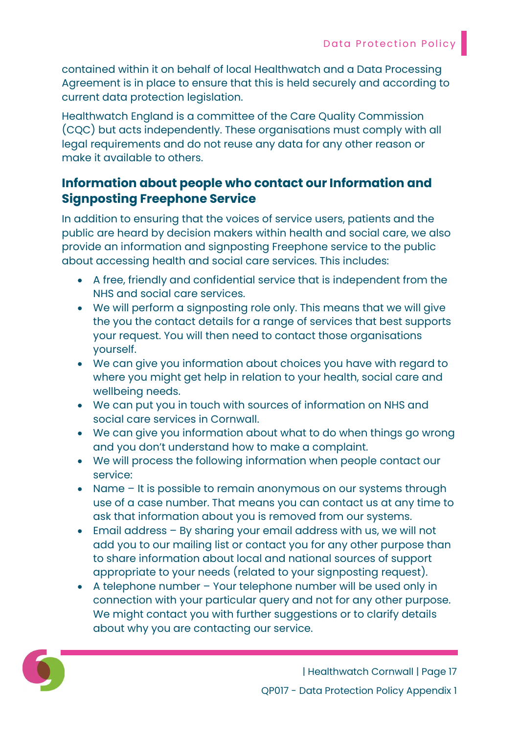contained within it on behalf of local Healthwatch and a Data Processing Agreement is in place to ensure that this is held securely and according to current data protection legislation.

Healthwatch England is a committee of the Care Quality Commission (CQC) but acts independently. These organisations must comply with all legal requirements and do not reuse any data for any other reason or make it available to others.

## Information about people who contact our Information and Signposting Freephone Service

In addition to ensuring that the voices of service users, patients and the public are heard by decision makers within health and social care, we also provide an information and signposting Freephone service to the public about accessing health and social care services. This includes:

- A free, friendly and confidential service that is independent from the NHS and social care services.
- We will perform a signposting role only. This means that we will give the you the contact details for a range of services that best supports your request. You will then need to contact those organisations yourself.
- We can give you information about choices you have with regard to where you might get help in relation to your health, social care and wellbeing needs.
- We can put you in touch with sources of information on NHS and social care services in Cornwall.
- We can give you information about what to do when things go wrong and you don't understand how to make a complaint.
- We will process the following information when people contact our service:
- Name – It is possible to remain anonymous on our systems through use of a case number. That means you can contact us at any time to ask that information about you is removed from our systems.
- Email address – By sharing your email address with us, we will not add you to our mailing list or contact you for any other purpose than to share information about local and national sources of support appropriate to your needs (related to your signposting request).
- A telephone number – Your telephone number will be used only in connection with your particular query and not for any other purpose. We might contact you with further suggestions or to clarify details about why you are contacting our service.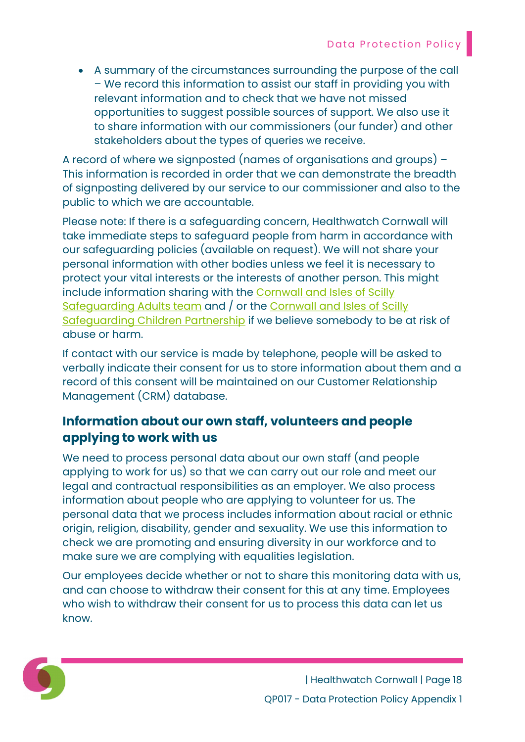- A summary of the circumstances surrounding the purpose of the call – We record this information to assist our staff in providing you with relevant information and to check that we have not missed opportunities to suggest possible sources of support. We also use it to share information with our commissioners (our funder) and other stakeholders about the types of queries we receive.

A record of where we signposted (names of organisations and groups) – This information is recorded in order that we can demonstrate the breadth of signposting delivered by our service to our commissioner and also to the public to which we are accountable.

Please note: If there is a safeguarding concern, Healthwatch Cornwall will take immediate steps to safeguard people from harm in accordance with our safeguarding policies (available on request). We will not share your personal information with other bodies unless we feel it is necessary to protect your vital interests or the interests of another person. This might include information sharing with the Cornwall and Isles of Scilly Safeguarding Adults team and / or the Cornwall and Isles of Scilly Safeguarding Children Partnership if we believe somebody to be at risk of abuse or harm.

If contact with our service is made by telephone, people will be asked to verbally indicate their consent for us to store information about them and a record of this consent will be maintained on our Customer Relationship Management (CRM) database.

## Information about our own staff, volunteers and people applying to work with us

We need to process personal data about our own staff (and people applying to work for us) so that we can carry out our role and meet our legal and contractual responsibilities as an employer. We also process information about people who are applying to volunteer for us. The personal data that we process includes information about racial or ethnic origin, religion, disability, gender and sexuality. We use this information to check we are promoting and ensuring diversity in our workforce and to make sure we are complying with equalities legislation.

Our employees decide whether or not to share this monitoring data with us, and can choose to withdraw their consent for this at any time. Employees who wish to withdraw their consent for us to process this data can let us know.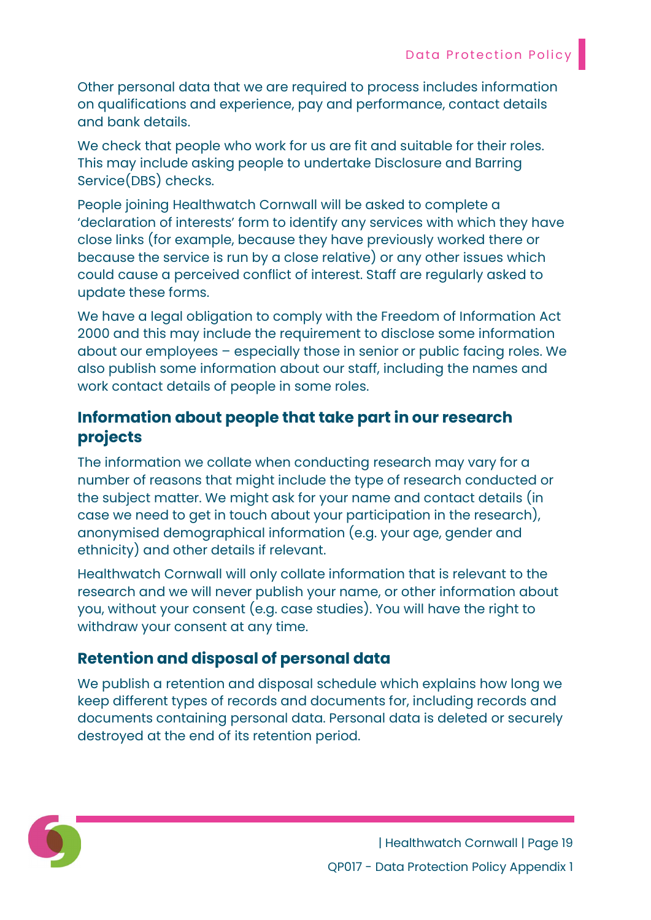Other personal data that we are required to process includes information on qualifications and experience, pay and performance, contact details and bank details.

We check that people who work for us are fit and suitable for their roles. This may include asking people to undertake Disclosure and Barring Service(DBS) checks.

People joining Healthwatch Cornwall will be asked to complete a 'declaration of interests' form to identify any services with which they have close links (for example, because they have previously worked there or because the service is run by a close relative) or any other issues which could cause a perceived conflict of interest. Staff are regularly asked to update these forms.

We have a legal obligation to comply with the Freedom of Information Act 2000 and this may include the requirement to disclose some information about our employees – especially those in senior or public facing roles. We also publish some information about our staff, including the names and work contact details of people in some roles.

### Information about people that take part in our research projects

The information we collate when conducting research may vary for a number of reasons that might include the type of research conducted or the subject matter. We might ask for your name and contact details (in case we need to get in touch about your participation in the research), anonymised demographical information (e.g. your age, gender and ethnicity) and other details if relevant.

Healthwatch Cornwall will only collate information that is relevant to the research and we will never publish your name, or other information about you, without your consent (e.g. case studies). You will have the right to withdraw your consent at any time.

### Retention and disposal of personal data

We publish a retention and disposal schedule which explains how long we keep different types of records and documents for, including records and documents containing personal data. Personal data is deleted or securely destroyed at the end of its retention period.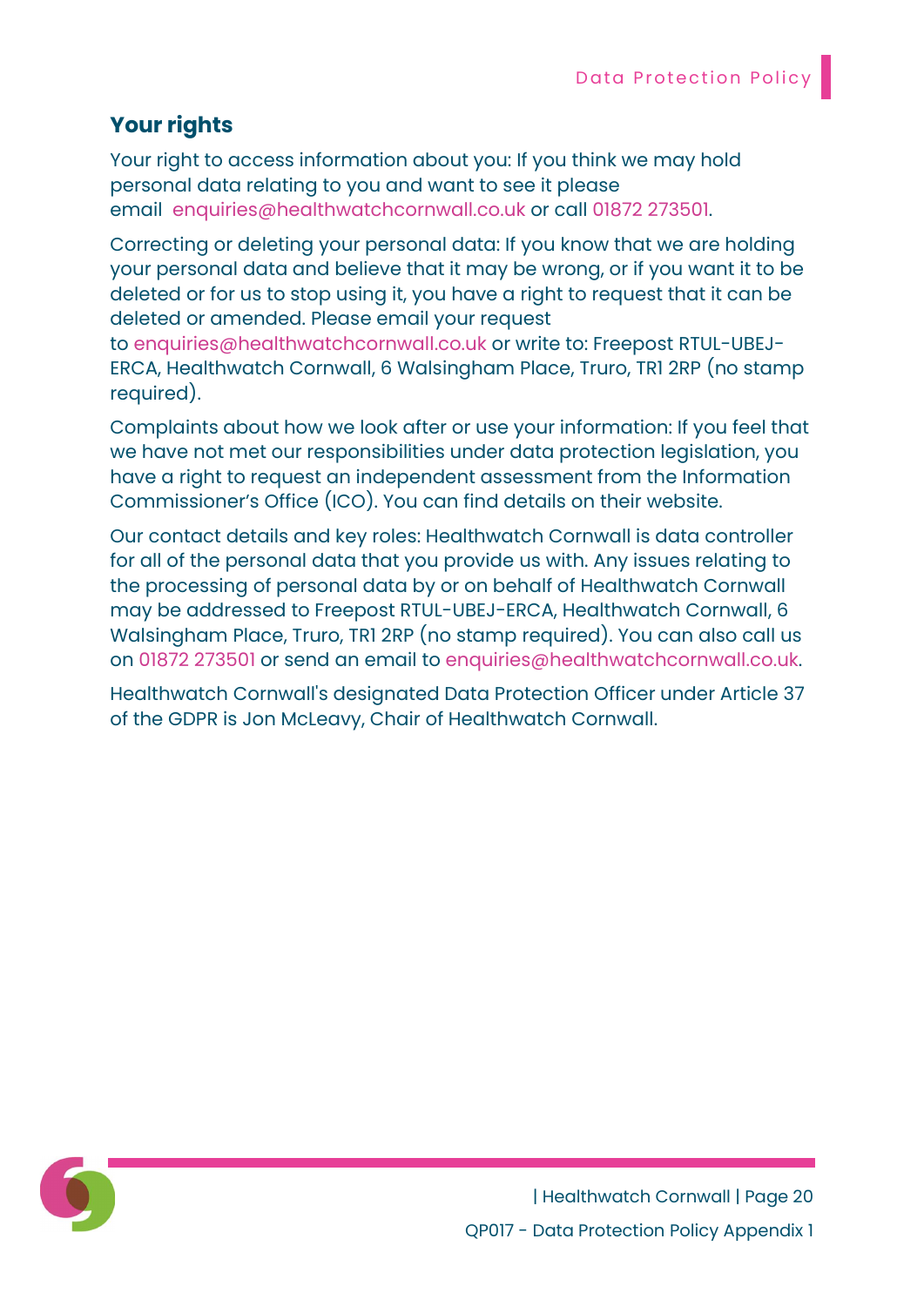## Your rights

Your right to access information about you: If you think we may hold personal data relating to you and want to see it please email enquiries@healthwatchcornwall.co.uk or call 01872 273501.

Correcting or deleting your personal data: If you know that we are holding your personal data and believe that it may be wrong, or if you want it to be deleted or for us to stop using it, you have a right to request that it can be deleted or amended. Please email your request to enquiries@healthwatchcornwall.co.uk or write to: Freepost RTUL-UBEJ-ERCA, Healthwatch Cornwall, 6 Walsingham Place, Truro, TR1 2RP (no stamp required).

Complaints about how we look after or use your information: If you feel that we have not met our responsibilities under data protection legislation, you have a right to request an independent assessment from the Information Commissioner's Office (ICO). You can find details on their website.

Our contact details and key roles: Healthwatch Cornwall is data controller for all of the personal data that you provide us with. Any issues relating to the processing of personal data by or on behalf of Healthwatch Cornwall may be addressed to Freepost RTUL-UBEJ-ERCA, Healthwatch Cornwall, 6 Walsingham Place, Truro, TR1 2RP (no stamp required). You can also call us on 01872 273501 or send an email to enquiries@healthwatchcornwall.co.uk.

Healthwatch Cornwall's designated Data Protection Officer under Article 37 of the GDPR is Jon McLeavy, Chair of Healthwatch Cornwall.